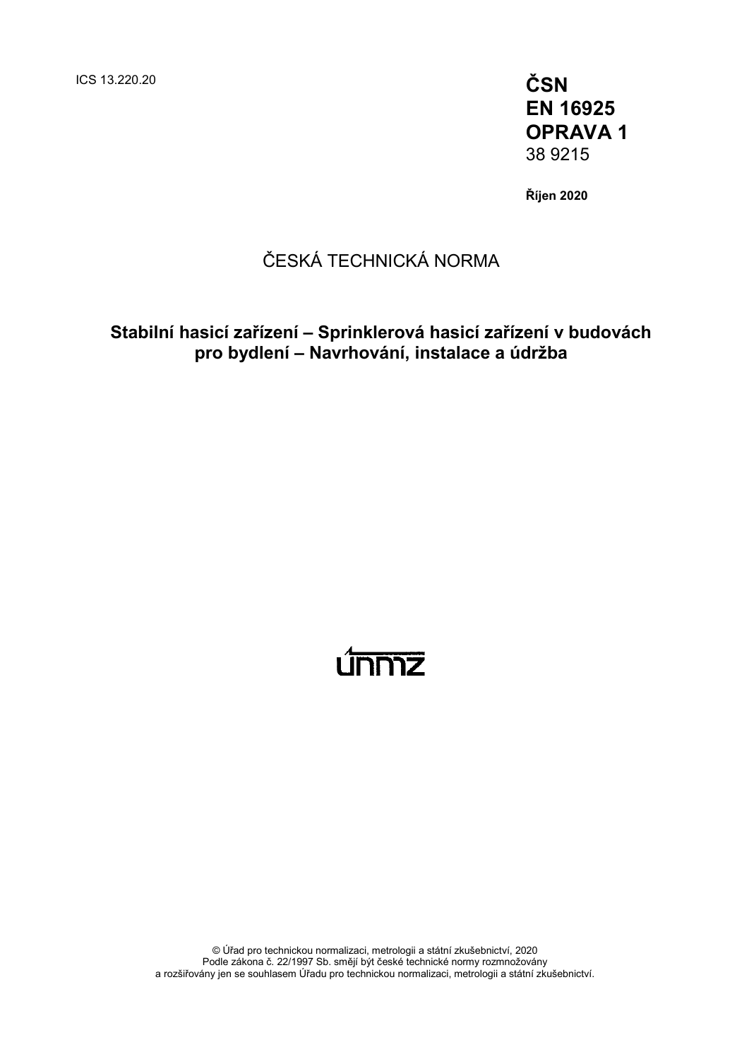ICS 13.220.20

**ČSN**
**EN 16925**
**OPRAVA 1**
38 9215

**Říjen 2020**

ČESKÁ TECHNICKÁ NORMA

# Stabilní hasicí zařízení – Sprinklerová hasicí zařízení v budovách pro bydlení – Navrhování, instalace a údržba

© Úřad pro technickou normalizaci, metrologii a státní zkušebnictví, 2020
Podle zákona č. 22/1997 Sb. smějí být české technické normy rozmnožovány a rozšiřovány jen se souhlasem Úřadu pro technickou normalizaci, metrologii a státní zkušebnictví.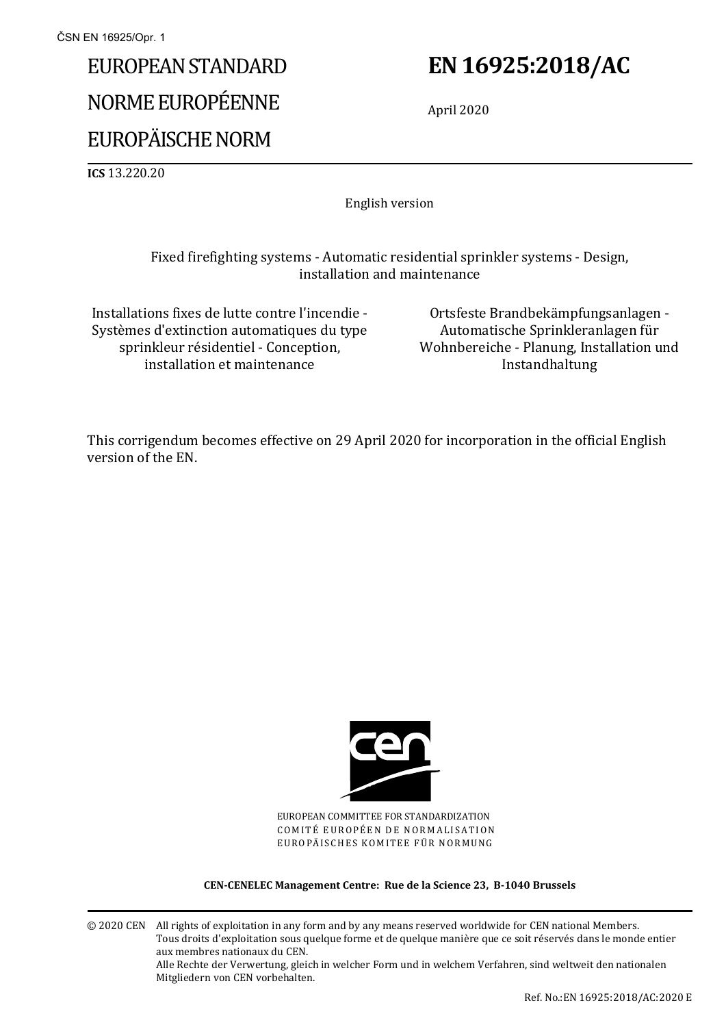ČSN EN 16925/Opr. 1

# EUROPEAN STANDARD
# NORME EUROPÉENNE
# EUROPÄISCHE NORM

**EN 16925:2018/AC**

April 2020

**ICS** 13.220.20

English version

Fixed firefighting systems - Automatic residential sprinkler systems - Design, installation and maintenance

Installations fixes de lutte contre l'incendie - Systèmes d'extinction automatiques du type sprinkleur résidentiel - Conception, installation et maintenance

Ortsfeste Brandbekämpfungsanlagen - Automatische Sprinkleranlagen für Wohnbereiche - Planung, Installation und Instandhaltung

This corrigendum becomes effective on 29 April 2020 for incorporation in the official English version of the EN.

EUROPEAN COMMITTEE FOR STANDARDIZATION
COMITÉ EUROPÉEN DE NORMALISATION
EUROPÄISCHES KOMITEE FÜR NORMUNG

**CEN-CENELEC Management Centre: Rue de la Science 23, B-1040 Brussels**

© 2020 CEN All rights of exploitation in any form and by any means reserved worldwide for CEN national Members.
Tous droits d'exploitation sous quelque forme et de quelque manière que ce soit réservés dans le monde entier aux membres nationaux du CEN.
Alle Rechte der Verwertung, gleich in welcher Form und in welchem Verfahren, sind weltweit den nationalen Mitgliedern von CEN vorbehalten.

Ref. No.:EN 16925:2018/AC:2020 E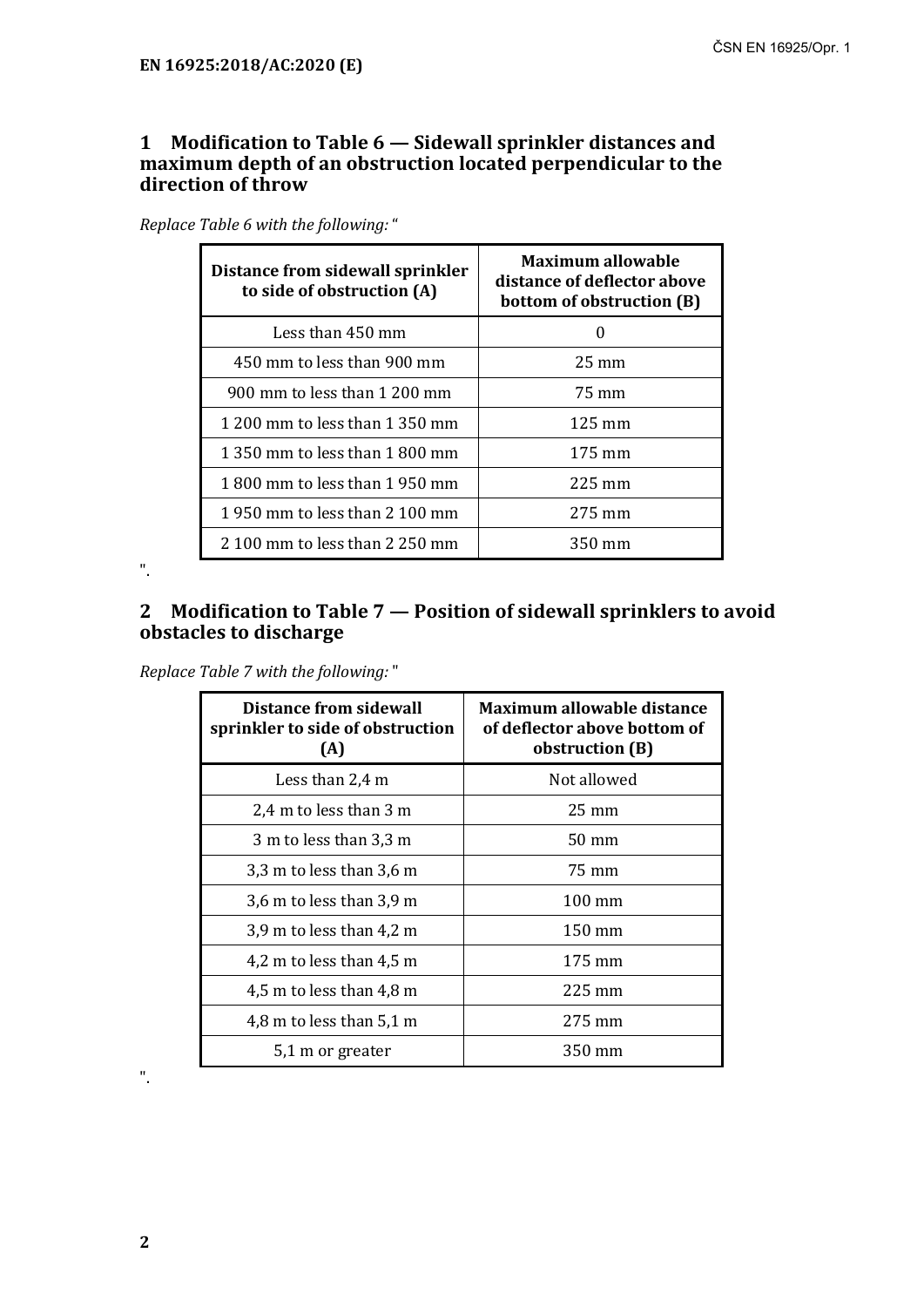## 1 Modification to Table 6 — Sidewall sprinkler distances and maximum depth of an obstruction located perpendicular to the direction of throw

*Replace Table 6 with the following:* "

| Distance from sidewall sprinkler to side of obstruction (A) | Maximum allowable distance of deflector above bottom of obstruction (B) |
|---|---|
| Less than 450 mm | 0 |
| 450 mm to less than 900 mm | 25 mm |
| 900 mm to less than 1 200 mm | 75 mm |
| 1 200 mm to less than 1 350 mm | 125 mm |
| 1 350 mm to less than 1 800 mm | 175 mm |
| 1 800 mm to less than 1 950 mm | 225 mm |
| 1 950 mm to less than 2 100 mm | 275 mm |
| 2 100 mm to less than 2 250 mm | 350 mm |

".

## 2 Modification to Table 7 — Position of sidewall sprinklers to avoid obstacles to discharge

*Replace Table 7 with the following:* "

| Distance from sidewall sprinkler to side of obstruction (A) | Maximum allowable distance of deflector above bottom of obstruction (B) |
|---|---|
| Less than 2,4 m | Not allowed |
| 2,4 m to less than 3 m | 25 mm |
| 3 m to less than 3,3 m | 50 mm |
| 3,3 m to less than 3,6 m | 75 mm |
| 3,6 m to less than 3,9 m | 100 mm |
| 3,9 m to less than 4,2 m | 150 mm |
| 4,2 m to less than 4,5 m | 175 mm |
| 4,5 m to less than 4,8 m | 225 mm |
| 4,8 m to less than 5,1 m | 275 mm |
| 5,1 m or greater | 350 mm |

".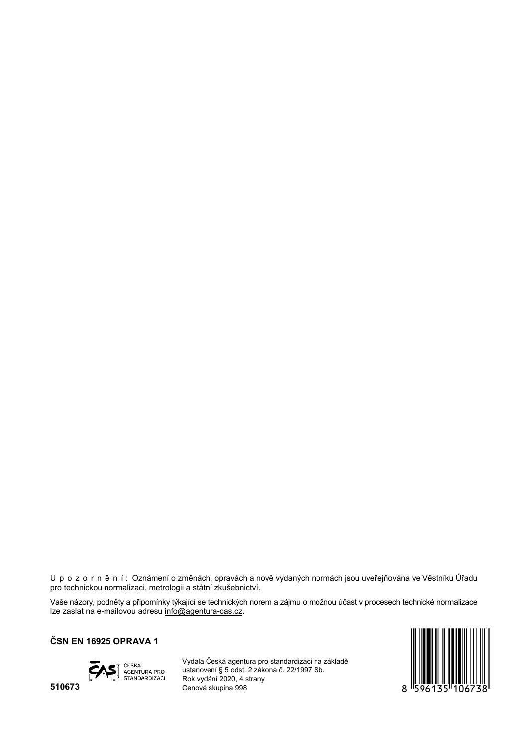U p o z o r n ě n í : Oznámení o změnách, opravách a nově vydaných normách jsou uveřejňována ve Věstníku Úřadu pro technickou normalizaci, metrologii a státní zkušebnictví.

Vaše názory, podněty a připomínky týkající se technických norem a zájmu o možnou účast v procesech technické normalizace lze zaslat na e-mailovou adresu info@agentura-cas.cz.

**ČSN EN 16925 OPRAVA 1**

ČESKÁ AGENTURA PRO STANDARDIZACI

Vydala Česká agentura pro standardizaci na základě ustanovení § 5 odst. 2 zákona č. 22/1997 Sb.
Rok vydání 2020, 4 strany
Cenová skupina 998

**510673**

8 596135 106738